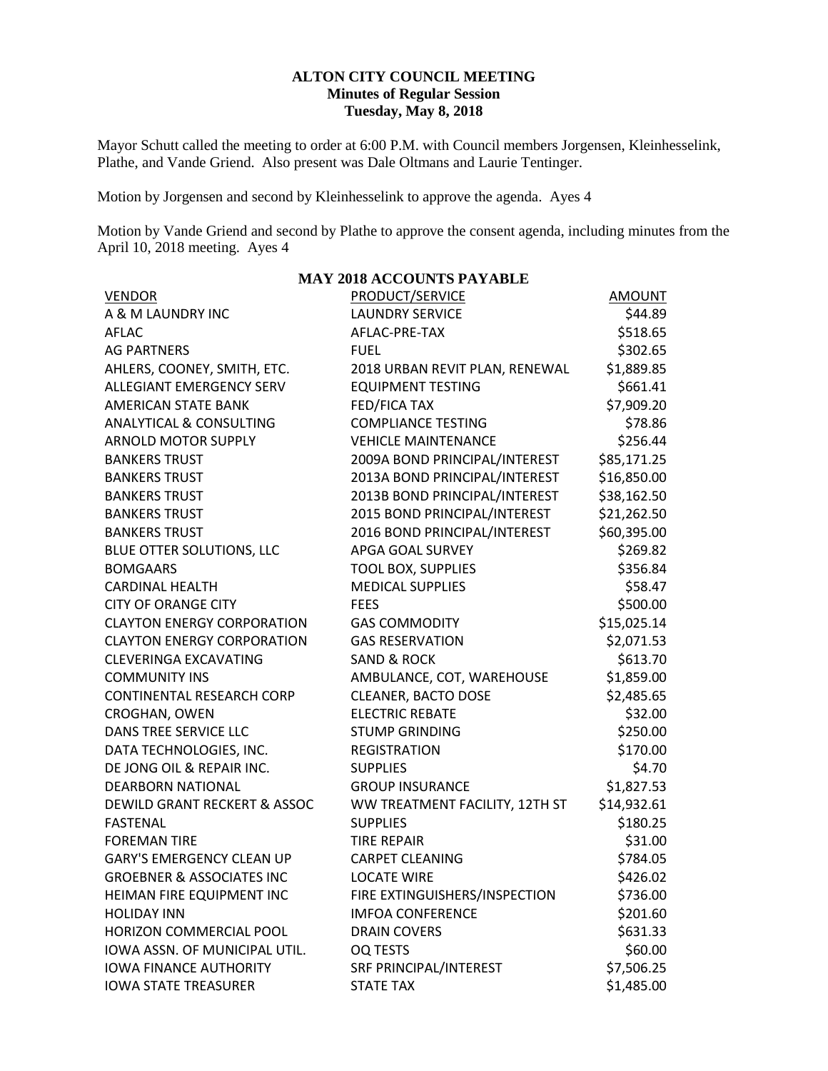# ALTON CITY COUNCIL MEETING
## Minutes of Regular Session
### Tuesday, May 8, 2018

Mayor Schutt called the meeting to order at 6:00 P.M. with Council members Jorgensen, Kleinhesselink, Plathe, and Vande Griend. Also present was Dale Oltmans and Laurie Tentinger.

Motion by Jorgensen and second by Kleinhesselink to approve the agenda. Ayes 4

Motion by Vande Griend and second by Plathe to approve the consent agenda, including minutes from the April 10, 2018 meeting. Ayes 4

**MAY 2018 ACCOUNTS PAYABLE**

| VENDOR | PRODUCT/SERVICE | AMOUNT |
|---|---|---|
| A & M LAUNDRY INC | LAUNDRY SERVICE | $44.89 |
| AFLAC | AFLAC-PRE-TAX | $518.65 |
| AG PARTNERS | FUEL | $302.65 |
| AHLERS, COONEY, SMITH, ETC. | 2018 URBAN REVIT PLAN, RENEWAL | $1,889.85 |
| ALLEGIANT EMERGENCY SERV | EQUIPMENT TESTING | $661.41 |
| AMERICAN STATE BANK | FED/FICA TAX | $7,909.20 |
| ANALYTICAL & CONSULTING | COMPLIANCE TESTING | $78.86 |
| ARNOLD MOTOR SUPPLY | VEHICLE MAINTENANCE | $256.44 |
| BANKERS TRUST | 2009A BOND PRINCIPAL/INTEREST | $85,171.25 |
| BANKERS TRUST | 2013A BOND PRINCIPAL/INTEREST | $16,850.00 |
| BANKERS TRUST | 2013B BOND PRINCIPAL/INTEREST | $38,162.50 |
| BANKERS TRUST | 2015 BOND PRINCIPAL/INTEREST | $21,262.50 |
| BANKERS TRUST | 2016 BOND PRINCIPAL/INTEREST | $60,395.00 |
| BLUE OTTER SOLUTIONS, LLC | APGA GOAL SURVEY | $269.82 |
| BOMGAARS | TOOL BOX, SUPPLIES | $356.84 |
| CARDINAL HEALTH | MEDICAL SUPPLIES | $58.47 |
| CITY OF ORANGE CITY | FEES | $500.00 |
| CLAYTON ENERGY CORPORATION | GAS COMMODITY | $15,025.14 |
| CLAYTON ENERGY CORPORATION | GAS RESERVATION | $2,071.53 |
| CLEVERINGA EXCAVATING | SAND & ROCK | $613.70 |
| COMMUNITY INS | AMBULANCE, COT, WAREHOUSE | $1,859.00 |
| CONTINENTAL RESEARCH CORP | CLEANER, BACTO DOSE | $2,485.65 |
| CROGHAN, OWEN | ELECTRIC REBATE | $32.00 |
| DANS TREE SERVICE LLC | STUMP GRINDING | $250.00 |
| DATA TECHNOLOGIES, INC. | REGISTRATION | $170.00 |
| DE JONG OIL & REPAIR INC. | SUPPLIES | $4.70 |
| DEARBORN NATIONAL | GROUP INSURANCE | $1,827.53 |
| DEWILD GRANT RECKERT & ASSOC | WW TREATMENT FACILITY, 12TH ST | $14,932.61 |
| FASTENAL | SUPPLIES | $180.25 |
| FOREMAN TIRE | TIRE REPAIR | $31.00 |
| GARY'S EMERGENCY CLEAN UP | CARPET CLEANING | $784.05 |
| GROEBNER & ASSOCIATES INC | LOCATE WIRE | $426.02 |
| HEIMAN FIRE EQUIPMENT INC | FIRE EXTINGUISHERS/INSPECTION | $736.00 |
| HOLIDAY INN | IMFOA CONFERENCE | $201.60 |
| HORIZON COMMERCIAL POOL | DRAIN COVERS | $631.33 |
| IOWA ASSN. OF MUNICIPAL UTIL. | OQ TESTS | $60.00 |
| IOWA FINANCE AUTHORITY | SRF PRINCIPAL/INTEREST | $7,506.25 |
| IOWA STATE TREASURER | STATE TAX | $1,485.00 |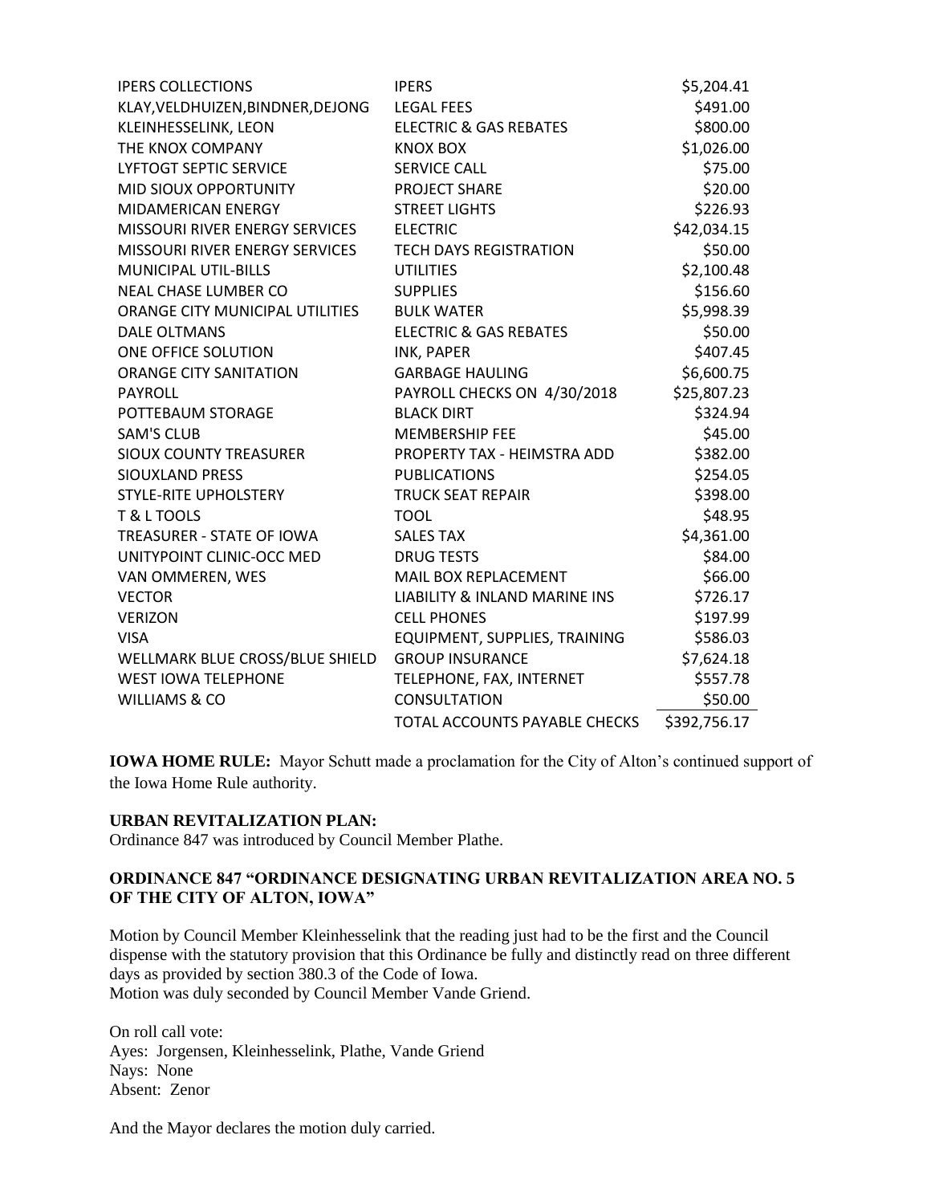| | | |
|---|---|---|
| IPERS COLLECTIONS | IPERS | $5,204.41 |
| KLAY,VELDHUIZEN,BINDNER,DEJONG | LEGAL FEES | $491.00 |
| KLEINHESSELINK, LEON | ELECTRIC & GAS REBATES | $800.00 |
| THE KNOX COMPANY | KNOX BOX | $1,026.00 |
| LYFTOGT SEPTIC SERVICE | SERVICE CALL | $75.00 |
| MID SIOUX OPPORTUNITY | PROJECT SHARE | $20.00 |
| MIDAMERICAN ENERGY | STREET LIGHTS | $226.93 |
| MISSOURI RIVER ENERGY SERVICES | ELECTRIC | $42,034.15 |
| MISSOURI RIVER ENERGY SERVICES | TECH DAYS REGISTRATION | $50.00 |
| MUNICIPAL UTIL-BILLS | UTILITIES | $2,100.48 |
| NEAL CHASE LUMBER CO | SUPPLIES | $156.60 |
| ORANGE CITY MUNICIPAL UTILITIES | BULK WATER | $5,998.39 |
| DALE OLTMANS | ELECTRIC & GAS REBATES | $50.00 |
| ONE OFFICE SOLUTION | INK, PAPER | $407.45 |
| ORANGE CITY SANITATION | GARBAGE HAULING | $6,600.75 |
| PAYROLL | PAYROLL CHECKS ON 4/30/2018 | $25,807.23 |
| POTTEBAUM STORAGE | BLACK DIRT | $324.94 |
| SAM'S CLUB | MEMBERSHIP FEE | $45.00 |
| SIOUX COUNTY TREASURER | PROPERTY TAX - HEIMSTRA ADD | $382.00 |
| SIOUXLAND PRESS | PUBLICATIONS | $254.05 |
| STYLE-RITE UPHOLSTERY | TRUCK SEAT REPAIR | $398.00 |
| T & L TOOLS | TOOL | $48.95 |
| TREASURER - STATE OF IOWA | SALES TAX | $4,361.00 |
| UNITYPOINT CLINIC-OCC MED | DRUG TESTS | $84.00 |
| VAN OMMEREN, WES | MAIL BOX REPLACEMENT | $66.00 |
| VECTOR | LIABILITY & INLAND MARINE INS | $726.17 |
| VERIZON | CELL PHONES | $197.99 |
| VISA | EQUIPMENT, SUPPLIES, TRAINING | $586.03 |
| WELLMARK BLUE CROSS/BLUE SHIELD | GROUP INSURANCE | $7,624.18 |
| WEST IOWA TELEPHONE | TELEPHONE, FAX, INTERNET | $557.78 |
| WILLIAMS & CO | CONSULTATION | $50.00 |
| | TOTAL ACCOUNTS PAYABLE CHECKS | $392,756.17 |

**IOWA HOME RULE:** Mayor Schutt made a proclamation for the City of Alton's continued support of the Iowa Home Rule authority.

**URBAN REVITALIZATION PLAN:**
Ordinance 847 was introduced by Council Member Plathe.

**ORDINANCE 847 "ORDINANCE DESIGNATING URBAN REVITALIZATION AREA NO. 5 OF THE CITY OF ALTON, IOWA"**

Motion by Council Member Kleinhesselink that the reading just had to be the first and the Council dispense with the statutory provision that this Ordinance be fully and distinctly read on three different days as provided by section 380.3 of the Code of Iowa.
Motion was duly seconded by Council Member Vande Griend.

On roll call vote:
Ayes: Jorgensen, Kleinhesselink, Plathe, Vande Griend
Nays: None
Absent: Zenor

And the Mayor declares the motion duly carried.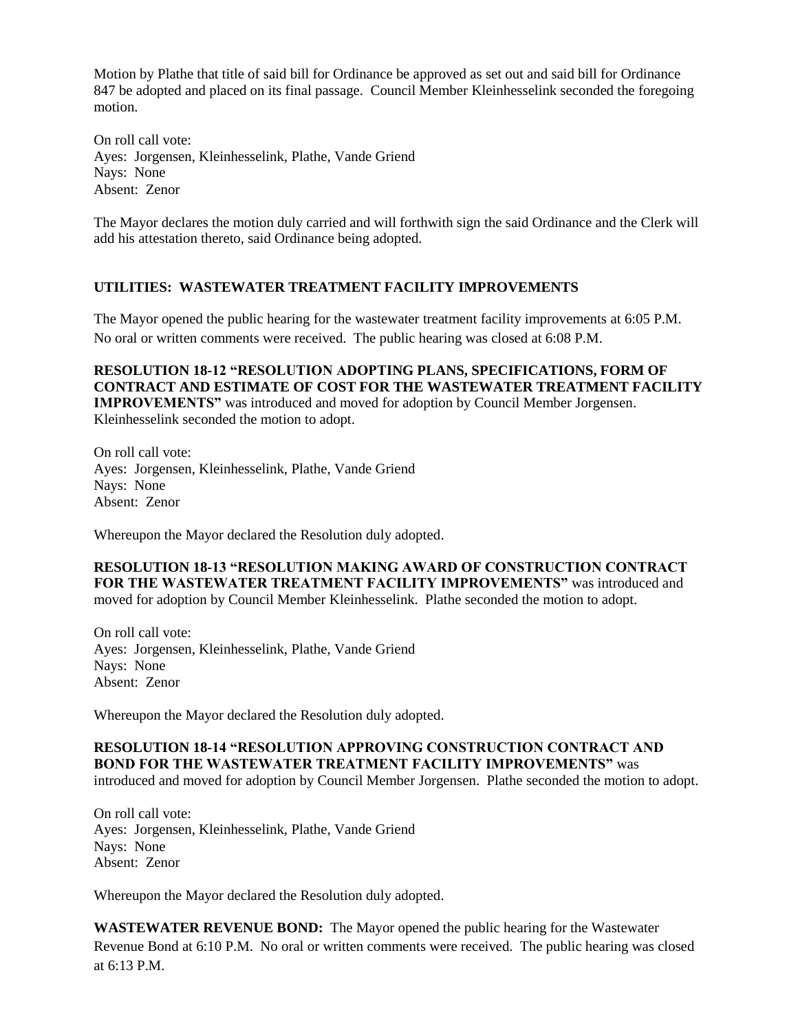Motion by Plathe that title of said bill for Ordinance be approved as set out and said bill for Ordinance 847 be adopted and placed on its final passage. Council Member Kleinhesselink seconded the foregoing motion.

On roll call vote:
Ayes: Jorgensen, Kleinhesselink, Plathe, Vande Griend
Nays: None
Absent: Zenor

The Mayor declares the motion duly carried and will forthwith sign the said Ordinance and the Clerk will add his attestation thereto, said Ordinance being adopted.

**UTILITIES: WASTEWATER TREATMENT FACILITY IMPROVEMENTS**

The Mayor opened the public hearing for the wastewater treatment facility improvements at 6:05 P.M. No oral or written comments were received. The public hearing was closed at 6:08 P.M.

**RESOLUTION 18-12 "RESOLUTION ADOPTING PLANS, SPECIFICATIONS, FORM OF CONTRACT AND ESTIMATE OF COST FOR THE WASTEWATER TREATMENT FACILITY IMPROVEMENTS"** was introduced and moved for adoption by Council Member Jorgensen. Kleinhesselink seconded the motion to adopt.

On roll call vote:
Ayes: Jorgensen, Kleinhesselink, Plathe, Vande Griend
Nays: None
Absent: Zenor

Whereupon the Mayor declared the Resolution duly adopted.

**RESOLUTION 18-13 "RESOLUTION MAKING AWARD OF CONSTRUCTION CONTRACT FOR THE WASTEWATER TREATMENT FACILITY IMPROVEMENTS"** was introduced and moved for adoption by Council Member Kleinhesselink. Plathe seconded the motion to adopt.

On roll call vote:
Ayes: Jorgensen, Kleinhesselink, Plathe, Vande Griend
Nays: None
Absent: Zenor

Whereupon the Mayor declared the Resolution duly adopted.

**RESOLUTION 18-14 "RESOLUTION APPROVING CONSTRUCTION CONTRACT AND BOND FOR THE WASTEWATER TREATMENT FACILITY IMPROVEMENTS"** was introduced and moved for adoption by Council Member Jorgensen. Plathe seconded the motion to adopt.

On roll call vote:
Ayes: Jorgensen, Kleinhesselink, Plathe, Vande Griend
Nays: None
Absent: Zenor

Whereupon the Mayor declared the Resolution duly adopted.

**WASTEWATER REVENUE BOND:** The Mayor opened the public hearing for the Wastewater Revenue Bond at 6:10 P.M. No oral or written comments were received. The public hearing was closed at 6:13 P.M.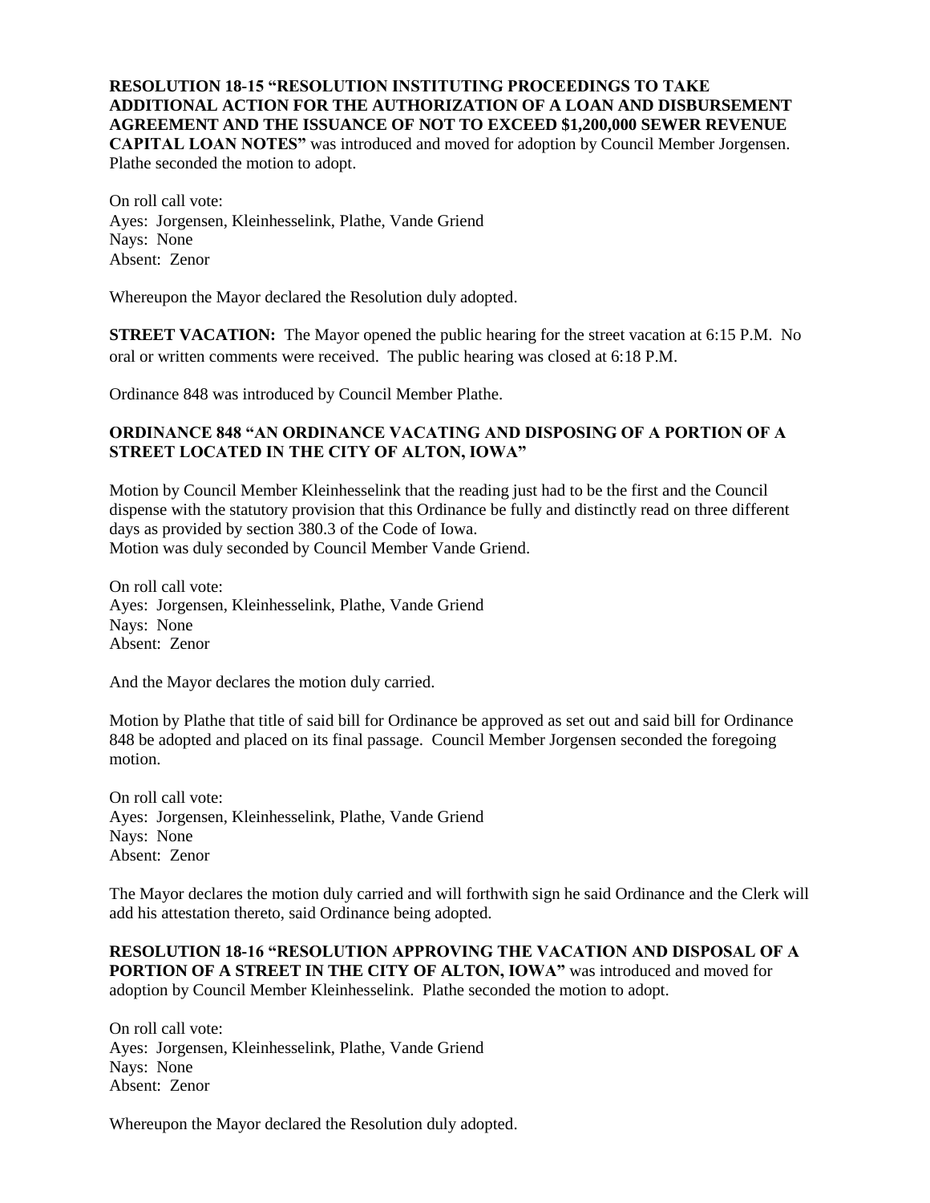**RESOLUTION 18-15 "RESOLUTION INSTITUTING PROCEEDINGS TO TAKE ADDITIONAL ACTION FOR THE AUTHORIZATION OF A LOAN AND DISBURSEMENT AGREEMENT AND THE ISSUANCE OF NOT TO EXCEED $1,200,000 SEWER REVENUE CAPITAL LOAN NOTES"** was introduced and moved for adoption by Council Member Jorgensen. Plathe seconded the motion to adopt.

On roll call vote:
Ayes: Jorgensen, Kleinhesselink, Plathe, Vande Griend
Nays: None
Absent: Zenor

Whereupon the Mayor declared the Resolution duly adopted.

**STREET VACATION:** The Mayor opened the public hearing for the street vacation at 6:15 P.M. No oral or written comments were received. The public hearing was closed at 6:18 P.M.

Ordinance 848 was introduced by Council Member Plathe.

**ORDINANCE 848 "AN ORDINANCE VACATING AND DISPOSING OF A PORTION OF A STREET LOCATED IN THE CITY OF ALTON, IOWA"**

Motion by Council Member Kleinhesselink that the reading just had to be the first and the Council dispense with the statutory provision that this Ordinance be fully and distinctly read on three different days as provided by section 380.3 of the Code of Iowa.
Motion was duly seconded by Council Member Vande Griend.

On roll call vote:
Ayes: Jorgensen, Kleinhesselink, Plathe, Vande Griend
Nays: None
Absent: Zenor

And the Mayor declares the motion duly carried.

Motion by Plathe that title of said bill for Ordinance be approved as set out and said bill for Ordinance 848 be adopted and placed on its final passage. Council Member Jorgensen seconded the foregoing motion.

On roll call vote:
Ayes: Jorgensen, Kleinhesselink, Plathe, Vande Griend
Nays: None
Absent: Zenor

The Mayor declares the motion duly carried and will forthwith sign he said Ordinance and the Clerk will add his attestation thereto, said Ordinance being adopted.

**RESOLUTION 18-16 "RESOLUTION APPROVING THE VACATION AND DISPOSAL OF A PORTION OF A STREET IN THE CITY OF ALTON, IOWA"** was introduced and moved for adoption by Council Member Kleinhesselink. Plathe seconded the motion to adopt.

On roll call vote:
Ayes: Jorgensen, Kleinhesselink, Plathe, Vande Griend
Nays: None
Absent: Zenor

Whereupon the Mayor declared the Resolution duly adopted.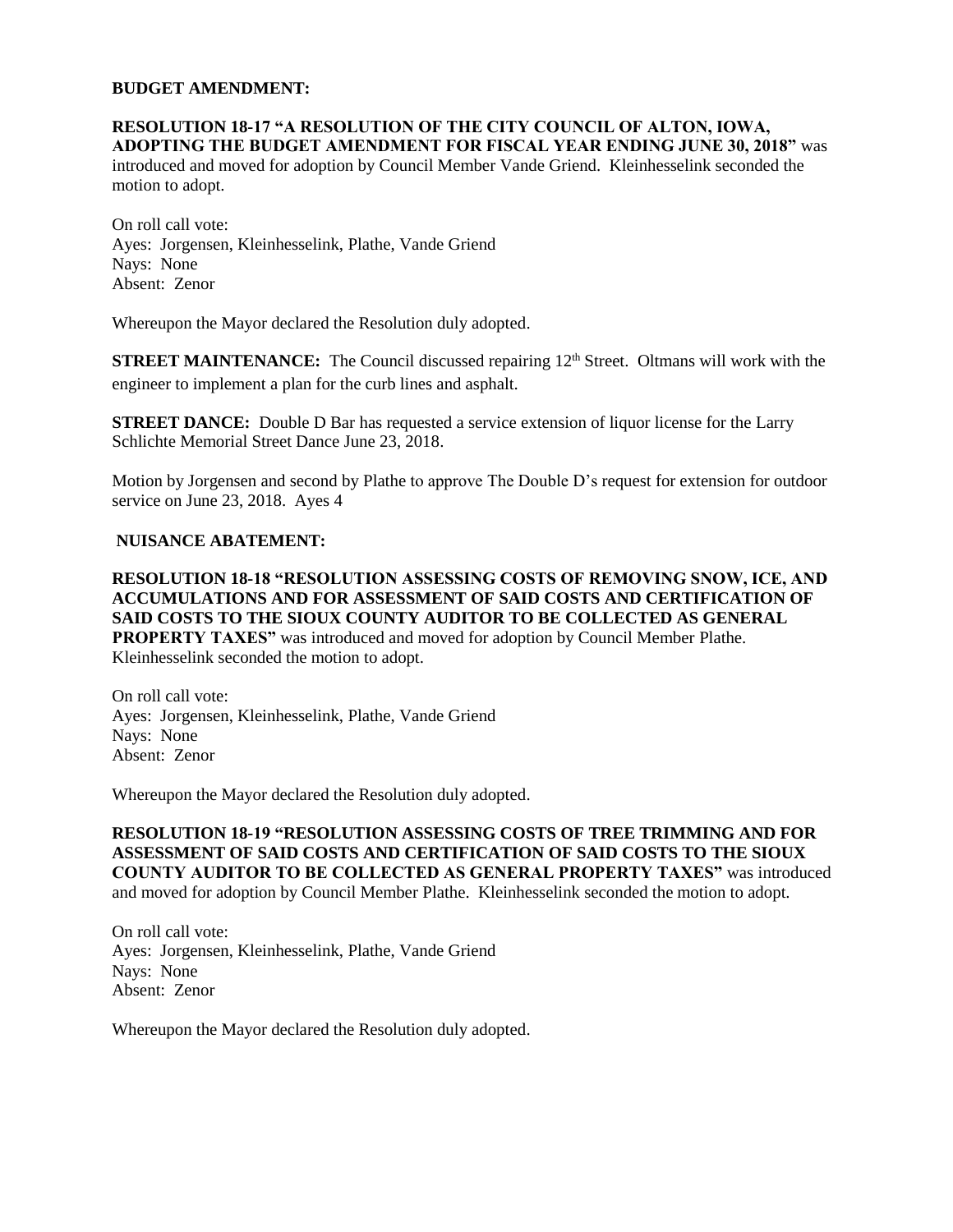**BUDGET AMENDMENT:**

**RESOLUTION 18-17 "A RESOLUTION OF THE CITY COUNCIL OF ALTON, IOWA, ADOPTING THE BUDGET AMENDMENT FOR FISCAL YEAR ENDING JUNE 30, 2018"** was introduced and moved for adoption by Council Member Vande Griend. Kleinhesselink seconded the motion to adopt.

On roll call vote:
Ayes: Jorgensen, Kleinhesselink, Plathe, Vande Griend
Nays: None
Absent: Zenor

Whereupon the Mayor declared the Resolution duly adopted.

**STREET MAINTENANCE:** The Council discussed repairing 12th Street. Oltmans will work with the engineer to implement a plan for the curb lines and asphalt.

**STREET DANCE:** Double D Bar has requested a service extension of liquor license for the Larry Schlichte Memorial Street Dance June 23, 2018.

Motion by Jorgensen and second by Plathe to approve The Double D's request for extension for outdoor service on June 23, 2018. Ayes 4

**NUISANCE ABATEMENT:**

**RESOLUTION 18-18 "RESOLUTION ASSESSING COSTS OF REMOVING SNOW, ICE, AND ACCUMULATIONS AND FOR ASSESSMENT OF SAID COSTS AND CERTIFICATION OF SAID COSTS TO THE SIOUX COUNTY AUDITOR TO BE COLLECTED AS GENERAL PROPERTY TAXES"** was introduced and moved for adoption by Council Member Plathe. Kleinhesselink seconded the motion to adopt.

On roll call vote:
Ayes: Jorgensen, Kleinhesselink, Plathe, Vande Griend
Nays: None
Absent: Zenor

Whereupon the Mayor declared the Resolution duly adopted.

**RESOLUTION 18-19 "RESOLUTION ASSESSING COSTS OF TREE TRIMMING AND FOR ASSESSMENT OF SAID COSTS AND CERTIFICATION OF SAID COSTS TO THE SIOUX COUNTY AUDITOR TO BE COLLECTED AS GENERAL PROPERTY TAXES"** was introduced and moved for adoption by Council Member Plathe. Kleinhesselink seconded the motion to adopt.

On roll call vote:
Ayes: Jorgensen, Kleinhesselink, Plathe, Vande Griend
Nays: None
Absent: Zenor

Whereupon the Mayor declared the Resolution duly adopted.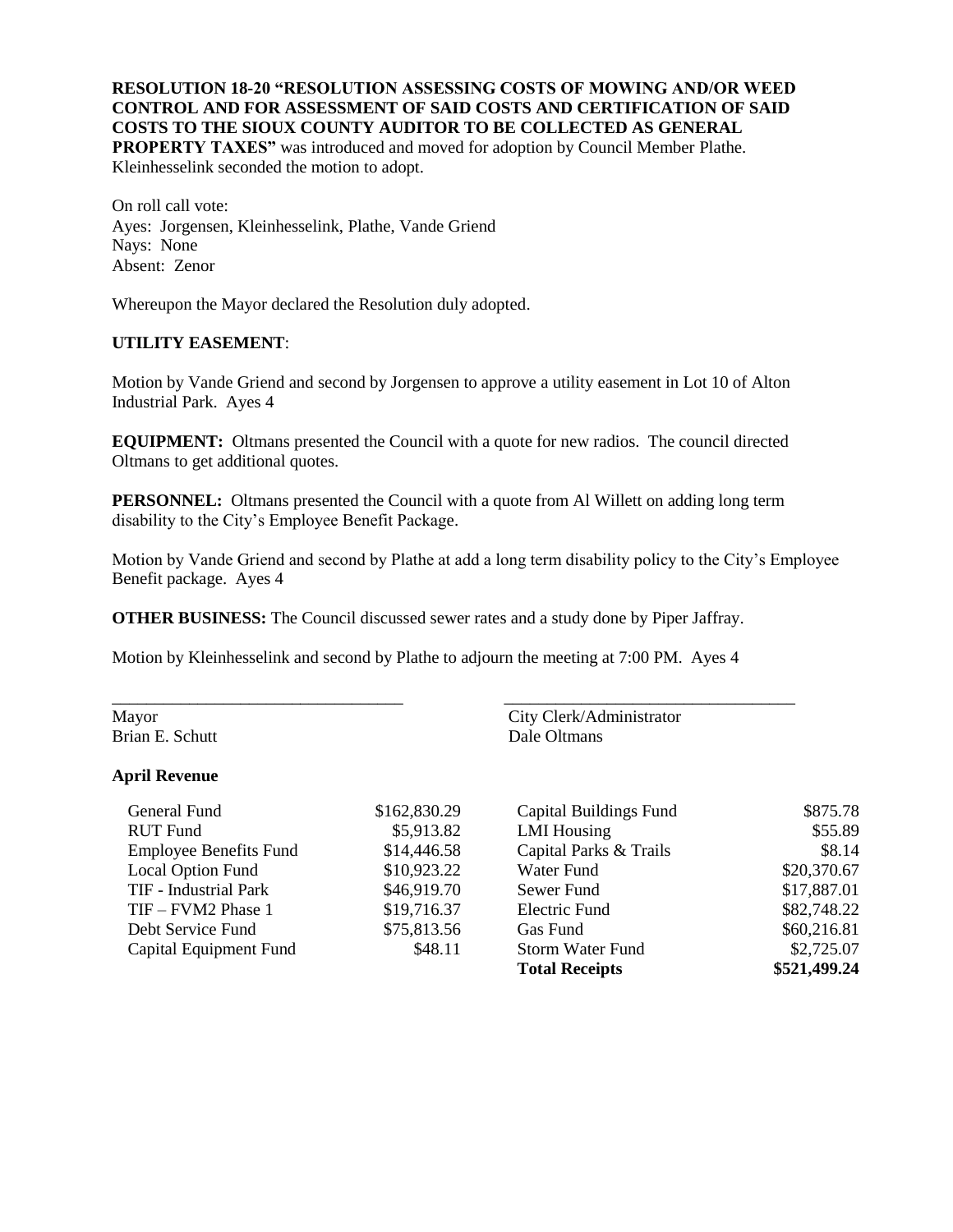**RESOLUTION 18-20 "RESOLUTION ASSESSING COSTS OF MOWING AND/OR WEED CONTROL AND FOR ASSESSMENT OF SAID COSTS AND CERTIFICATION OF SAID COSTS TO THE SIOUX COUNTY AUDITOR TO BE COLLECTED AS GENERAL PROPERTY TAXES"** was introduced and moved for adoption by Council Member Plathe. Kleinhesselink seconded the motion to adopt.

On roll call vote:
Ayes: Jorgensen, Kleinhesselink, Plathe, Vande Griend
Nays: None
Absent: Zenor

Whereupon the Mayor declared the Resolution duly adopted.

**UTILITY EASEMENT**:

Motion by Vande Griend and second by Jorgensen to approve a utility easement in Lot 10 of Alton Industrial Park. Ayes 4

**EQUIPMENT:** Oltmans presented the Council with a quote for new radios. The council directed Oltmans to get additional quotes.

**PERSONNEL:** Oltmans presented the Council with a quote from Al Willett on adding long term disability to the City's Employee Benefit Package.

Motion by Vande Griend and second by Plathe at add a long term disability policy to the City's Employee Benefit package. Ayes 4

**OTHER BUSINESS:** The Council discussed sewer rates and a study done by Piper Jaffray.

Motion by Kleinhesselink and second by Plathe to adjourn the meeting at 7:00 PM. Ayes 4

___________________________________ ___________________________________

Mayor
Brian E. Schutt

City Clerk/Administrator
Dale Oltmans

**April Revenue**

| | | | |
|---|---|---|---|
| General Fund | $162,830.29 | Capital Buildings Fund | $875.78 |
| RUT Fund | $5,913.82 | LMI Housing | $55.89 |
| Employee Benefits Fund | $14,446.58 | Capital Parks & Trails | $8.14 |
| Local Option Fund | $10,923.22 | Water Fund | $20,370.67 |
| TIF - Industrial Park | $46,919.70 | Sewer Fund | $17,887.01 |
| TIF – FVM2 Phase 1 | $19,716.37 | Electric Fund | $82,748.22 |
| Debt Service Fund | $75,813.56 | Gas Fund | $60,216.81 |
| Capital Equipment Fund | $48.11 | Storm Water Fund | $2,725.07 |
| | | **Total Receipts** | **$521,499.24** |